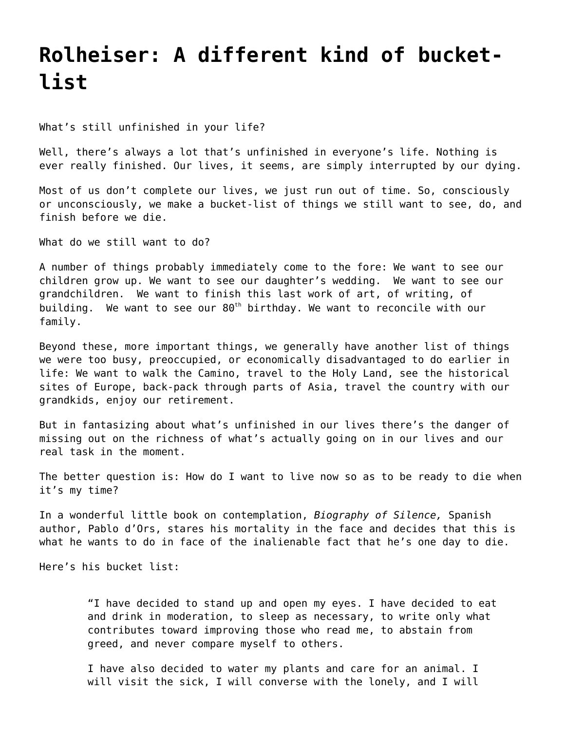# Rolheiser: A different kind of bucket-list

What's still unfinished in your life?

Well, there's always a lot that's unfinished in everyone's life. Nothing is ever really finished. Our lives, it seems, are simply interrupted by our dying.

Most of us don't complete our lives, we just run out of time. So, consciously or unconsciously, we make a bucket-list of things we still want to see, do, and finish before we die.

What do we still want to do?

A number of things probably immediately come to the fore: We want to see our children grow up. We want to see our daughter's wedding. We want to see our grandchildren. We want to finish this last work of art, of writing, of building. We want to see our 80th birthday. We want to reconcile with our family.

Beyond these, more important things, we generally have another list of things we were too busy, preoccupied, or economically disadvantaged to do earlier in life: We want to walk the Camino, travel to the Holy Land, see the historical sites of Europe, back-pack through parts of Asia, travel the country with our grandkids, enjoy our retirement.

But in fantasizing about what's unfinished in our lives there's the danger of missing out on the richness of what's actually going on in our lives and our real task in the moment.

The better question is: How do I want to live now so as to be ready to die when it's my time?

In a wonderful little book on contemplation, *Biography of Silence,* Spanish author, Pablo d'Ors, stares his mortality in the face and decides that this is what he wants to do in face of the inalienable fact that he's one day to die.

Here's his bucket list:

> "I have decided to stand up and open my eyes. I have decided to eat and drink in moderation, to sleep as necessary, to write only what contributes toward improving those who read me, to abstain from greed, and never compare myself to others.
>
> I have also decided to water my plants and care for an animal. I will visit the sick, I will converse with the lonely, and I will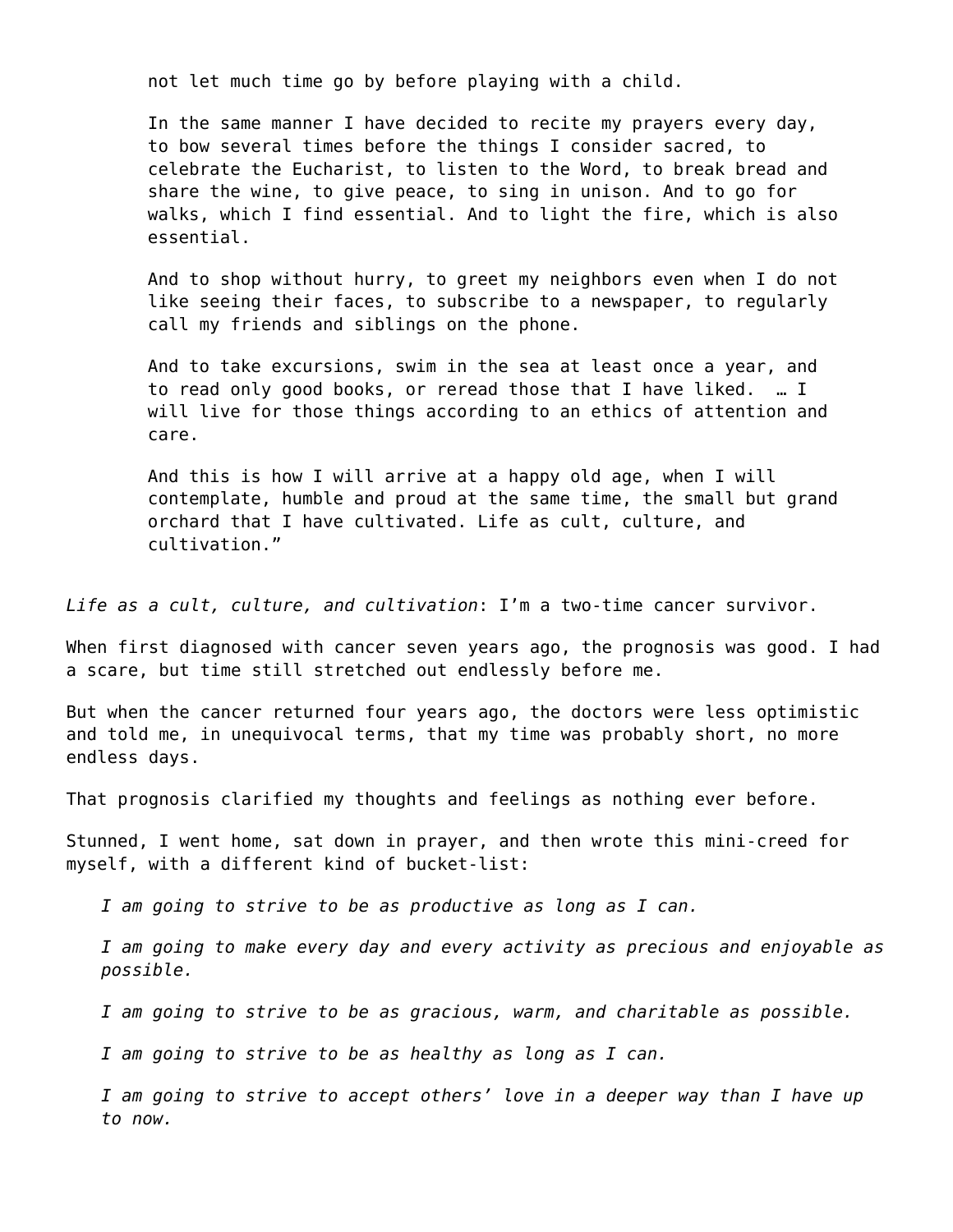> not let much time go by before playing with a child.
>
> In the same manner I have decided to recite my prayers every day, to bow several times before the things I consider sacred, to celebrate the Eucharist, to listen to the Word, to break bread and share the wine, to give peace, to sing in unison. And to go for walks, which I find essential. And to light the fire, which is also essential.
>
> And to shop without hurry, to greet my neighbors even when I do not like seeing their faces, to subscribe to a newspaper, to regularly call my friends and siblings on the phone.
>
> And to take excursions, swim in the sea at least once a year, and to read only good books, or reread those that I have liked. … I will live for those things according to an ethics of attention and care.
>
> And this is how I will arrive at a happy old age, when I will contemplate, humble and proud at the same time, the small but grand orchard that I have cultivated. Life as cult, culture, and cultivation."

*Life as a cult, culture, and cultivation*: I'm a two-time cancer survivor.

When first diagnosed with cancer seven years ago, the prognosis was good. I had a scare, but time still stretched out endlessly before me.

But when the cancer returned four years ago, the doctors were less optimistic and told me, in unequivocal terms, that my time was probably short, no more endless days.

That prognosis clarified my thoughts and feelings as nothing ever before.

Stunned, I went home, sat down in prayer, and then wrote this mini-creed for myself, with a different kind of bucket-list:

> *I am going to strive to be as productive as long as I can.*
>
> *I am going to make every day and every activity as precious and enjoyable as possible.*
>
> *I am going to strive to be as gracious, warm, and charitable as possible.*
>
> *I am going to strive to be as healthy as long as I can.*
>
> *I am going to strive to accept others' love in a deeper way than I have up to now.*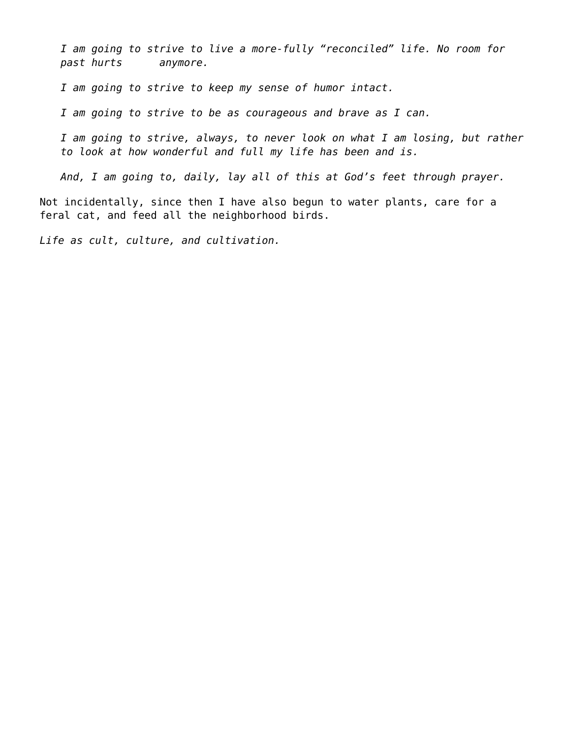> *I am going to strive to live a more-fully "reconciled" life. No room for past hurts anymore.*
>
> *I am going to strive to keep my sense of humor intact.*
>
> *I am going to strive to be as courageous and brave as I can.*
>
> *I am going to strive, always, to never look on what I am losing, but rather to look at how wonderful and full my life has been and is.*
>
> *And, I am going to, daily, lay all of this at God's feet through prayer.*

Not incidentally, since then I have also begun to water plants, care for a feral cat, and feed all the neighborhood birds.

*Life as cult, culture, and cultivation.*